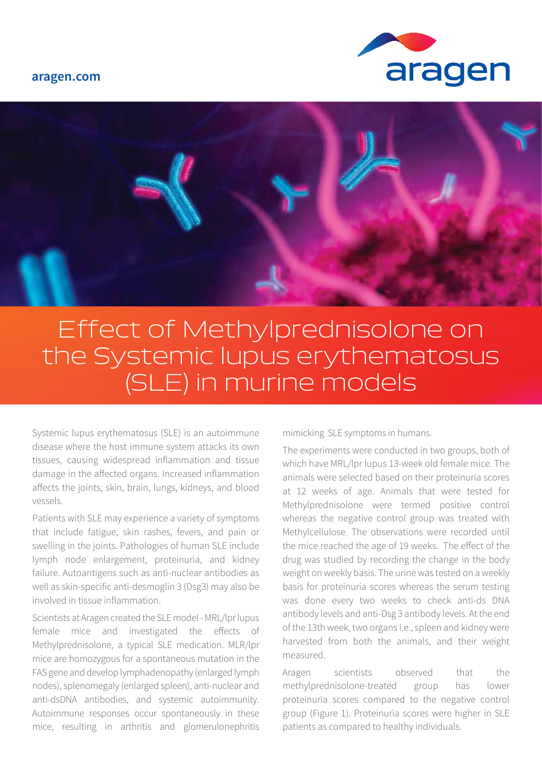aragen.com

# Effect of Methylprednisolone on the Systemic lupus erythematosus (SLE) in murine models

Systemic lupus erythematosus (SLE) is an autoimmune disease where the host immune system attacks its own tissues, causing widespread inflammation and tissue damage in the affected organs. Increased inflammation affects the joints, skin, brain, lungs, kidneys, and blood vessels.

Patients with SLE may experience a variety of symptoms that include fatigue, skin rashes, fevers, and pain or swelling in the joints. Pathologies of human SLE include lymph node enlargement, proteinuria, and kidney failure. Autoantigens such as anti-nuclear antibodies as well as skin-specific anti-desmoglin 3 (Dsg3) may also be involved in tissue inflammation.

Scientists at Aragen created the SLE model - MRL/lpr lupus female mice and investigated the effects of Methylprednisolone, a typical SLE medication. MLR/lpr mice are homozygous for a spontaneous mutation in the FAS gene and develop lymphadenopathy (enlarged lymph nodes), splenomegaly (enlarged spleen), anti-nuclear and anti-dsDNA antibodies, and systemic autoimmunity. Autoimmune responses occur spontaneously in these mice, resulting in arthritis and glomerulonephritis mimicking SLE symptoms in humans.

The experiments were conducted in two groups, both of which have MRL/lpr lupus 13-week old female mice. The animals were selected based on their proteinuria scores at 12 weeks of age. Animals that were tested for Methylprednisolone were termed positive control whereas the negative control group was treated with Methylcellulose. The observations were recorded until the mice reached the age of 19 weeks. The effect of the drug was studied by recording the change in the body weight on weekly basis. The urine was tested on a weekly basis for proteinuria scores whereas the serum testing was done every two weeks to check anti-ds DNA antibody levels and anti-Dsg 3 antibody levels. At the end of the 13th week, two organs i.e., spleen and kidney were harvested from both the animals, and their weight measured.

Aragen scientists observed that the methylprednisolone-treated group has lower proteinuria scores compared to the negative control group (Figure 1). Proteinuria scores were higher in SLE patients as compared to healthy individuals.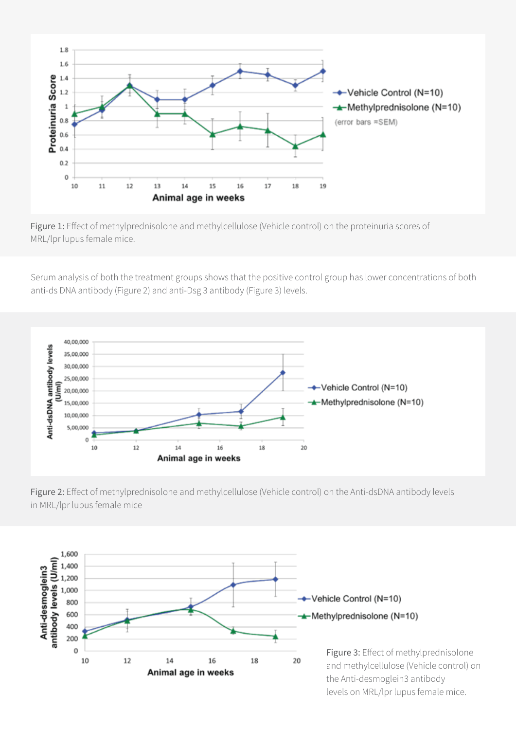Figure 1: Effect of methylprednisolone and methylcellulose (Vehicle control) on the proteinuria scores of MRL/lpr lupus female mice.

Serum analysis of both the treatment groups shows that the positive control group has lower concentrations of both anti-ds DNA antibody (Figure 2) and anti-Dsg 3 antibody (Figure 3) levels.

Figure 2: Effect of methylprednisolone and methylcellulose (Vehicle control) on the Anti-dsDNA antibody levels in MRL/lpr lupus female mice

Figure 3: Effect of methylprednisolone and methylcellulose (Vehicle control) on the Anti-desmoglein3 antibody levels on MRL/lpr lupus female mice.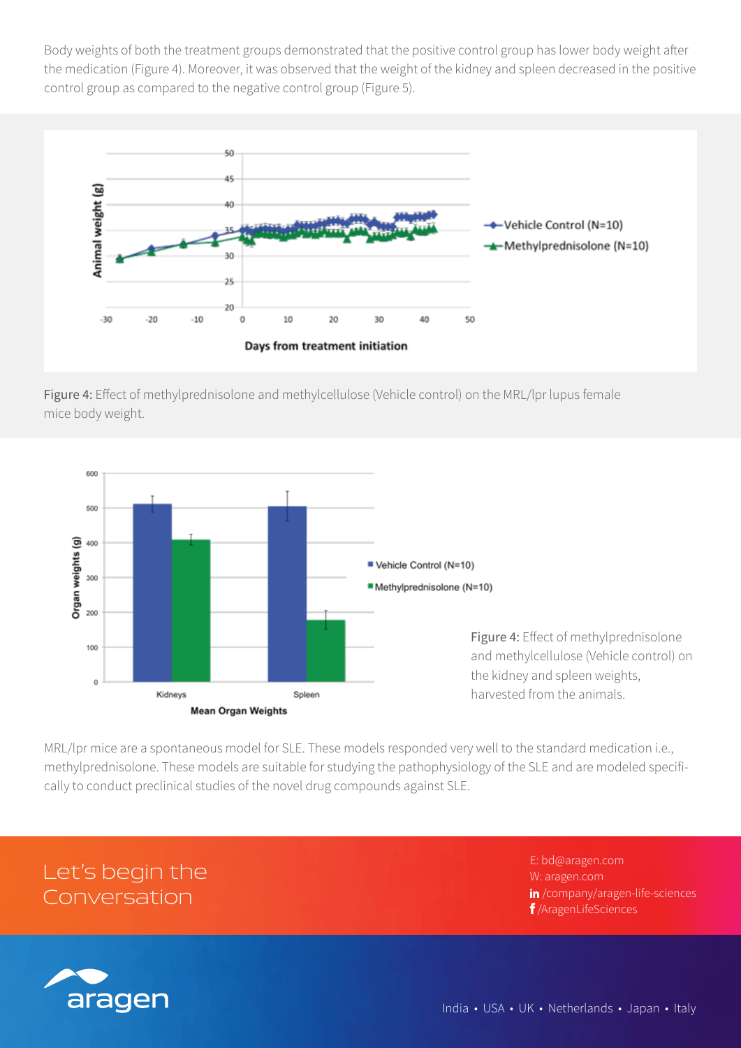Body weights of both the treatment groups demonstrated that the positive control group has lower body weight after the medication (Figure 4). Moreover, it was observed that the weight of the kidney and spleen decreased in the positive control group as compared to the negative control group (Figure 5).

Animal weight (g)

50
45
40
35
30
25
20

-30 -20 -10 0 10 20 30 40 50

Days from treatment initiation

Vehicle Control (N=10)
Methylprednisolone (N=10)

Figure 4: Effect of methylprednisolone and methylcellulose (Vehicle control) on the MRL/lpr lupus female mice body weight.

Organ weights (g)

600
500
400
300
200
100
0

Kidneys
Spleen

Mean Organ Weights

Vehicle Control (N=10)
Methylprednisolone (N=10)

Figure 4: Effect of methylprednisolone and methylcellulose (Vehicle control) on the kidney and spleen weights, harvested from the animals.

MRL/lpr mice are a spontaneous model for SLE. These models responded very well to the standard medication i.e., methylprednisolone. These models are suitable for studying the pathophysiology of the SLE and are modeled specifically to conduct preclinical studies of the novel drug compounds against SLE.

## Let's begin the Conversation

E: bd@aragen.com
W: aragen.com
in /company/aragen-life-sciences
f /AragenLifeSciences

aragen

India • USA • UK • Netherlands • Japan • Italy